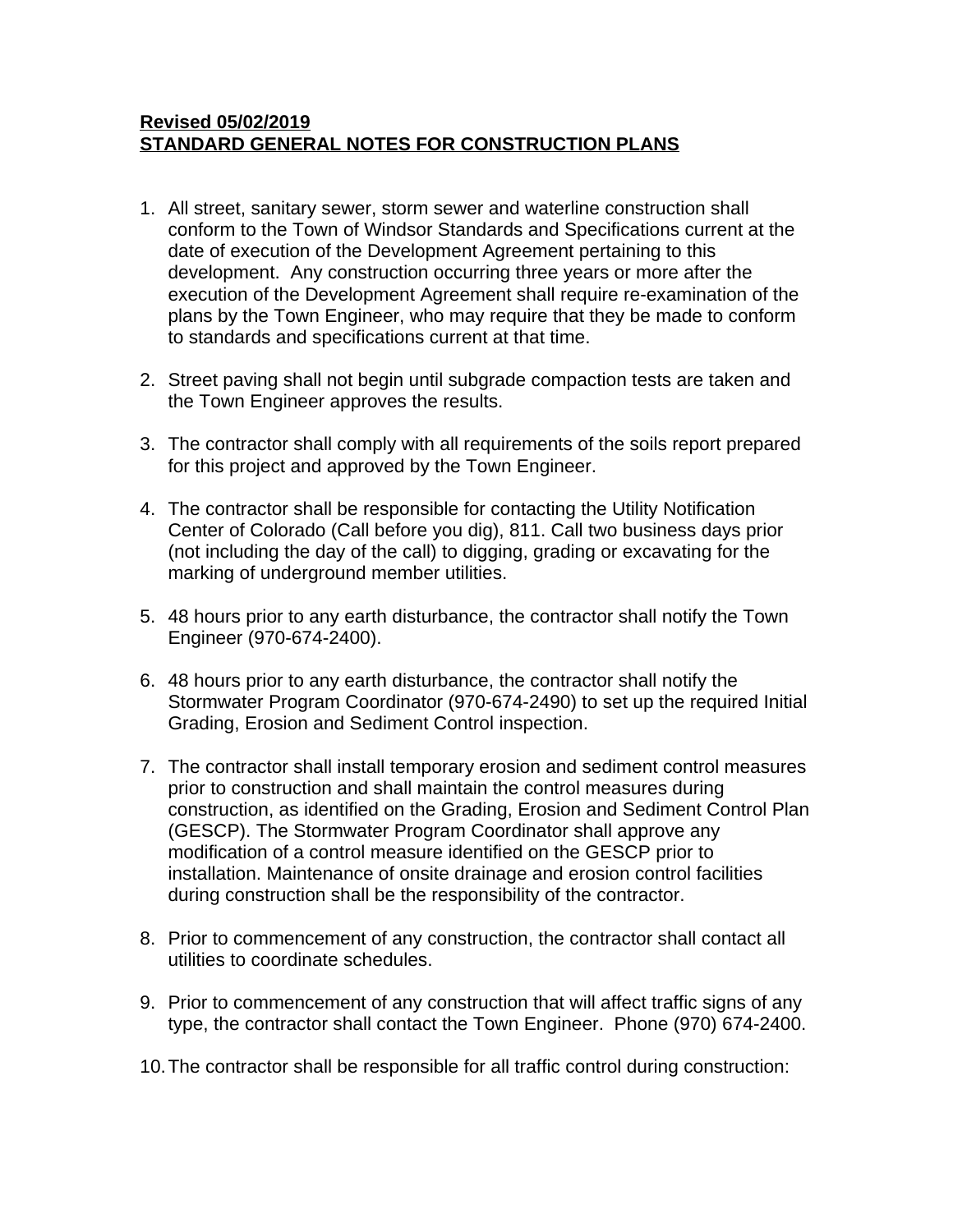**Revised 05/02/2019**
**STANDARD GENERAL NOTES FOR CONSTRUCTION PLANS**

1. All street, sanitary sewer, storm sewer and waterline construction shall conform to the Town of Windsor Standards and Specifications current at the date of execution of the Development Agreement pertaining to this development. Any construction occurring three years or more after the execution of the Development Agreement shall require re-examination of the plans by the Town Engineer, who may require that they be made to conform to standards and specifications current at that time.

2. Street paving shall not begin until subgrade compaction tests are taken and the Town Engineer approves the results.

3. The contractor shall comply with all requirements of the soils report prepared for this project and approved by the Town Engineer.

4. The contractor shall be responsible for contacting the Utility Notification Center of Colorado (Call before you dig), 811. Call two business days prior (not including the day of the call) to digging, grading or excavating for the marking of underground member utilities.

5. 48 hours prior to any earth disturbance, the contractor shall notify the Town Engineer (970-674-2400).

6. 48 hours prior to any earth disturbance, the contractor shall notify the Stormwater Program Coordinator (970-674-2490) to set up the required Initial Grading, Erosion and Sediment Control inspection.

7. The contractor shall install temporary erosion and sediment control measures prior to construction and shall maintain the control measures during construction, as identified on the Grading, Erosion and Sediment Control Plan (GESCP). The Stormwater Program Coordinator shall approve any modification of a control measure identified on the GESCP prior to installation. Maintenance of onsite drainage and erosion control facilities during construction shall be the responsibility of the contractor.

8. Prior to commencement of any construction, the contractor shall contact all utilities to coordinate schedules.

9. Prior to commencement of any construction that will affect traffic signs of any type, the contractor shall contact the Town Engineer. Phone (970) 674-2400.

10. The contractor shall be responsible for all traffic control during construction: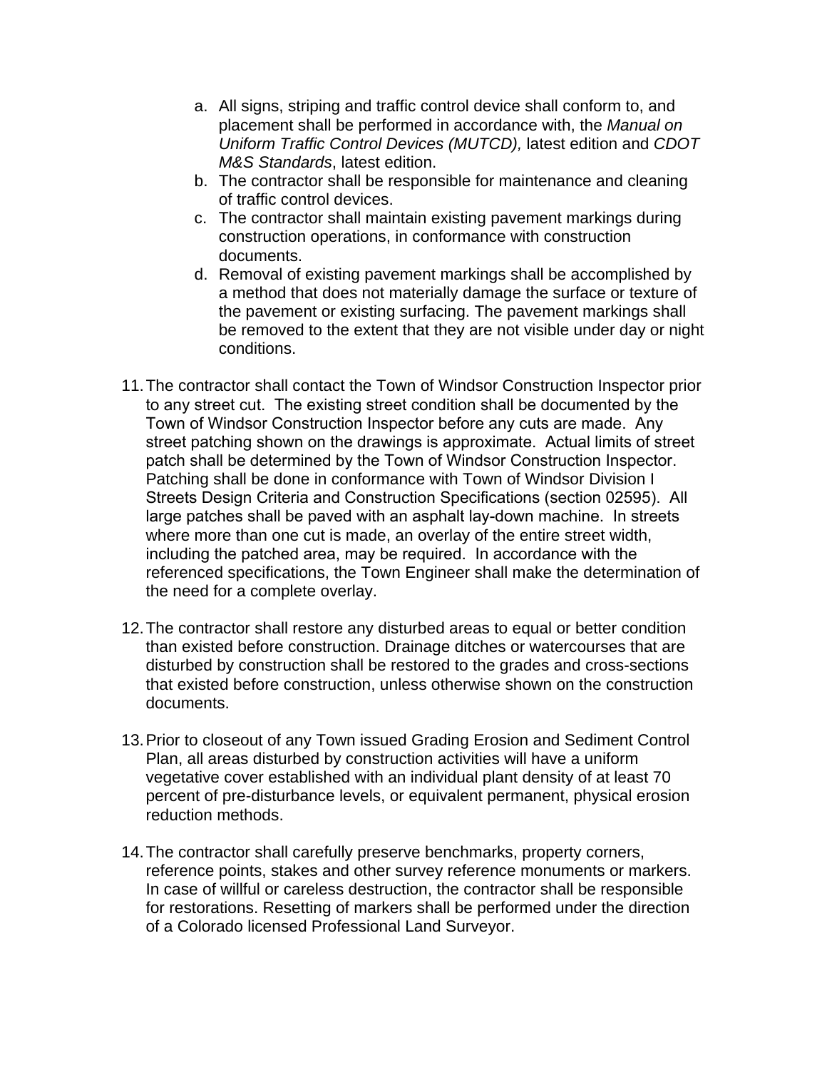a. All signs, striping and traffic control device shall conform to, and placement shall be performed in accordance with, the *Manual on Uniform Traffic Control Devices (MUTCD),* latest edition and *CDOT M&S Standards*, latest edition.
b. The contractor shall be responsible for maintenance and cleaning of traffic control devices.
c. The contractor shall maintain existing pavement markings during construction operations, in conformance with construction documents.
d. Removal of existing pavement markings shall be accomplished by a method that does not materially damage the surface or texture of the pavement or existing surfacing. The pavement markings shall be removed to the extent that they are not visible under day or night conditions.

11. The contractor shall contact the Town of Windsor Construction Inspector prior to any street cut. The existing street condition shall be documented by the Town of Windsor Construction Inspector before any cuts are made. Any street patching shown on the drawings is approximate. Actual limits of street patch shall be determined by the Town of Windsor Construction Inspector. Patching shall be done in conformance with Town of Windsor Division I Streets Design Criteria and Construction Specifications (section 02595). All large patches shall be paved with an asphalt lay-down machine. In streets where more than one cut is made, an overlay of the entire street width, including the patched area, may be required. In accordance with the referenced specifications, the Town Engineer shall make the determination of the need for a complete overlay.

12. The contractor shall restore any disturbed areas to equal or better condition than existed before construction. Drainage ditches or watercourses that are disturbed by construction shall be restored to the grades and cross-sections that existed before construction, unless otherwise shown on the construction documents.

13. Prior to closeout of any Town issued Grading Erosion and Sediment Control Plan, all areas disturbed by construction activities will have a uniform vegetative cover established with an individual plant density of at least 70 percent of pre-disturbance levels, or equivalent permanent, physical erosion reduction methods.

14. The contractor shall carefully preserve benchmarks, property corners, reference points, stakes and other survey reference monuments or markers. In case of willful or careless destruction, the contractor shall be responsible for restorations. Resetting of markers shall be performed under the direction of a Colorado licensed Professional Land Surveyor.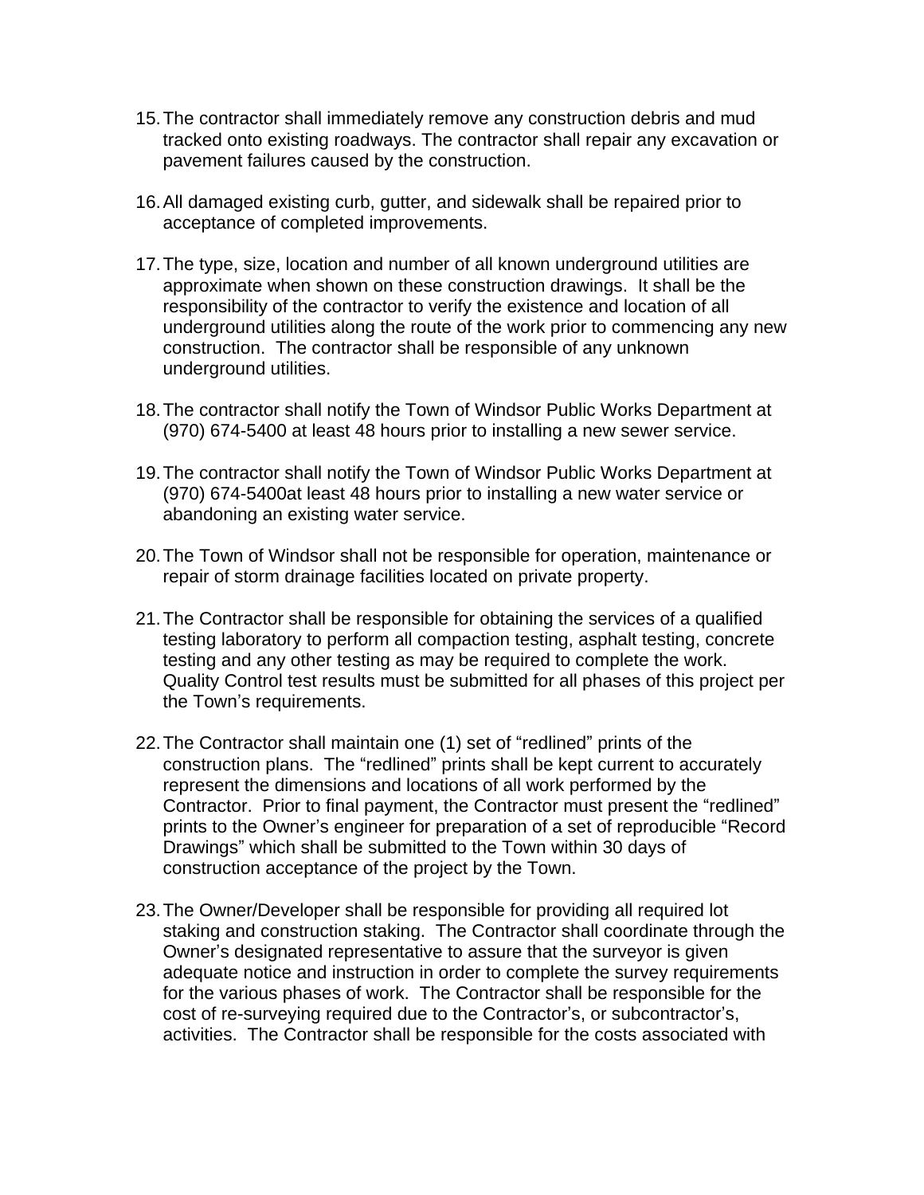15. The contractor shall immediately remove any construction debris and mud tracked onto existing roadways. The contractor shall repair any excavation or pavement failures caused by the construction.

16. All damaged existing curb, gutter, and sidewalk shall be repaired prior to acceptance of completed improvements.

17. The type, size, location and number of all known underground utilities are approximate when shown on these construction drawings. It shall be the responsibility of the contractor to verify the existence and location of all underground utilities along the route of the work prior to commencing any new construction. The contractor shall be responsible of any unknown underground utilities.

18. The contractor shall notify the Town of Windsor Public Works Department at (970) 674-5400 at least 48 hours prior to installing a new sewer service.

19. The contractor shall notify the Town of Windsor Public Works Department at (970) 674-5400at least 48 hours prior to installing a new water service or abandoning an existing water service.

20. The Town of Windsor shall not be responsible for operation, maintenance or repair of storm drainage facilities located on private property.

21. The Contractor shall be responsible for obtaining the services of a qualified testing laboratory to perform all compaction testing, asphalt testing, concrete testing and any other testing as may be required to complete the work. Quality Control test results must be submitted for all phases of this project per the Town's requirements.

22. The Contractor shall maintain one (1) set of "redlined" prints of the construction plans. The "redlined" prints shall be kept current to accurately represent the dimensions and locations of all work performed by the Contractor. Prior to final payment, the Contractor must present the "redlined" prints to the Owner's engineer for preparation of a set of reproducible "Record Drawings" which shall be submitted to the Town within 30 days of construction acceptance of the project by the Town.

23. The Owner/Developer shall be responsible for providing all required lot staking and construction staking. The Contractor shall coordinate through the Owner's designated representative to assure that the surveyor is given adequate notice and instruction in order to complete the survey requirements for the various phases of work. The Contractor shall be responsible for the cost of re-surveying required due to the Contractor's, or subcontractor's, activities. The Contractor shall be responsible for the costs associated with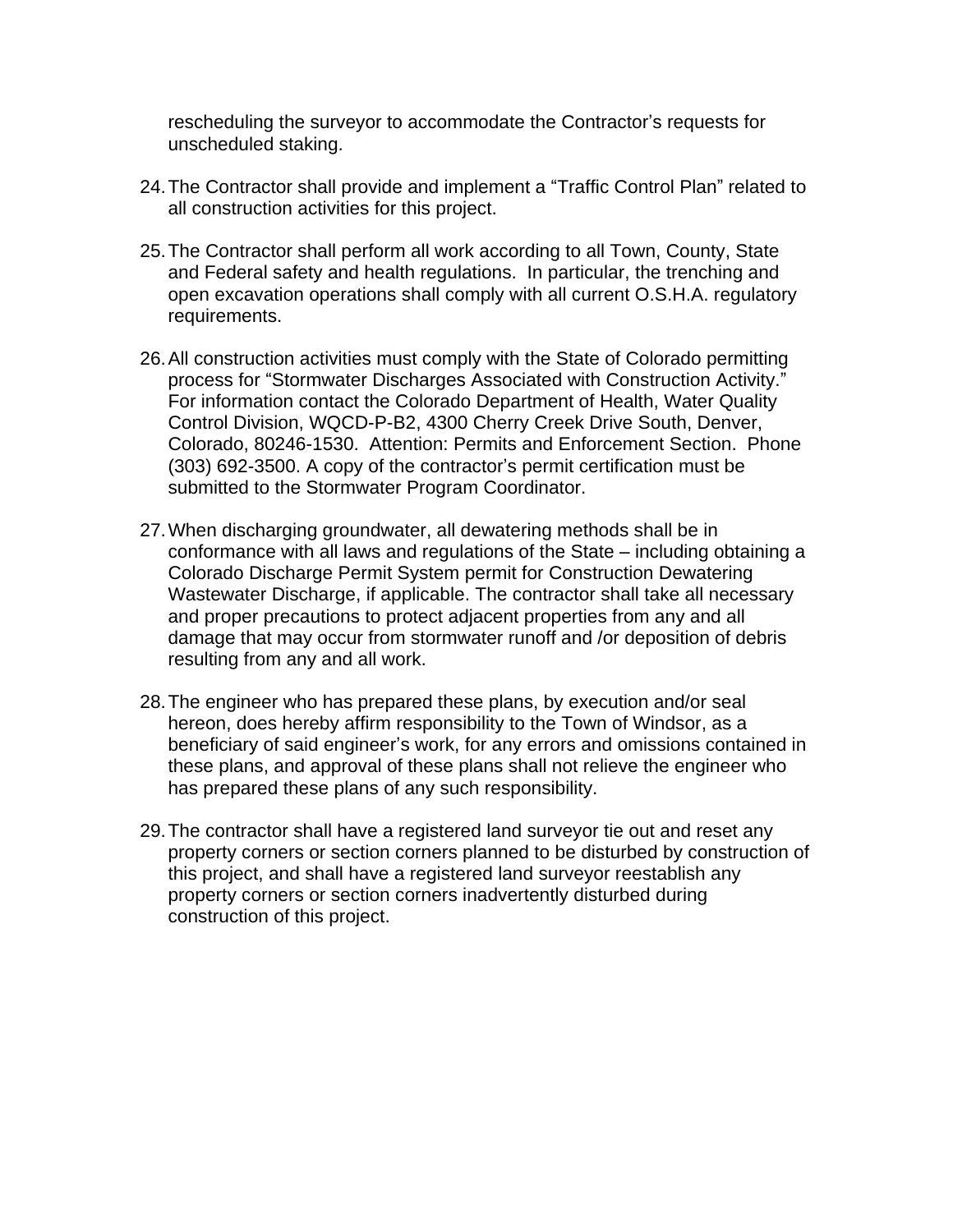rescheduling the surveyor to accommodate the Contractor’s requests for unscheduled staking.

24. The Contractor shall provide and implement a “Traffic Control Plan” related to all construction activities for this project.

25. The Contractor shall perform all work according to all Town, County, State and Federal safety and health regulations. In particular, the trenching and open excavation operations shall comply with all current O.S.H.A. regulatory requirements.

26. All construction activities must comply with the State of Colorado permitting process for “Stormwater Discharges Associated with Construction Activity.” For information contact the Colorado Department of Health, Water Quality Control Division, WQCD-P-B2, 4300 Cherry Creek Drive South, Denver, Colorado, 80246-1530. Attention: Permits and Enforcement Section. Phone (303) 692-3500. A copy of the contractor’s permit certification must be submitted to the Stormwater Program Coordinator.

27. When discharging groundwater, all dewatering methods shall be in conformance with all laws and regulations of the State – including obtaining a Colorado Discharge Permit System permit for Construction Dewatering Wastewater Discharge, if applicable. The contractor shall take all necessary and proper precautions to protect adjacent properties from any and all damage that may occur from stormwater runoff and /or deposition of debris resulting from any and all work.

28. The engineer who has prepared these plans, by execution and/or seal hereon, does hereby affirm responsibility to the Town of Windsor, as a beneficiary of said engineer’s work, for any errors and omissions contained in these plans, and approval of these plans shall not relieve the engineer who has prepared these plans of any such responsibility.

29. The contractor shall have a registered land surveyor tie out and reset any property corners or section corners planned to be disturbed by construction of this project, and shall have a registered land surveyor reestablish any property corners or section corners inadvertently disturbed during construction of this project.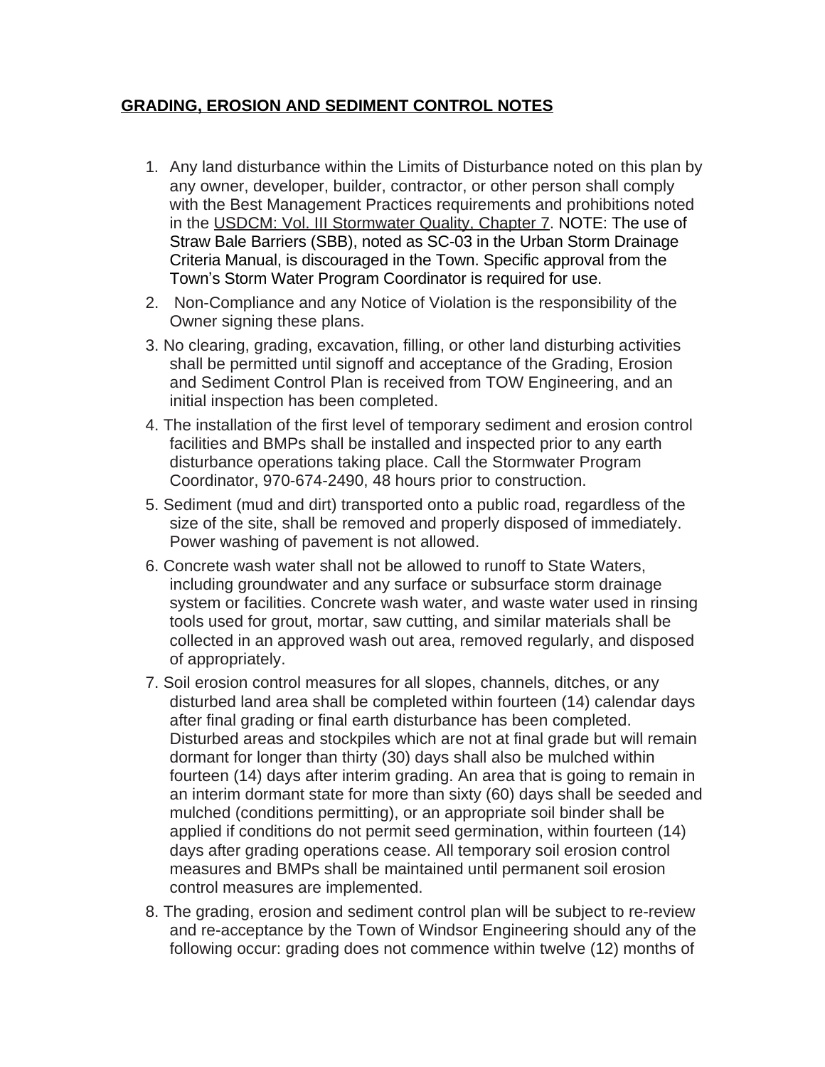## GRADING, EROSION AND SEDIMENT CONTROL NOTES

1. Any land disturbance within the Limits of Disturbance noted on this plan by any owner, developer, builder, contractor, or other person shall comply with the Best Management Practices requirements and prohibitions noted in the USDCM: Vol. III Stormwater Quality, Chapter 7. NOTE: The use of Straw Bale Barriers (SBB), noted as SC-03 in the Urban Storm Drainage Criteria Manual, is discouraged in the Town. Specific approval from the Town's Storm Water Program Coordinator is required for use.
2. Non-Compliance and any Notice of Violation is the responsibility of the Owner signing these plans.
3. No clearing, grading, excavation, filling, or other land disturbing activities shall be permitted until signoff and acceptance of the Grading, Erosion and Sediment Control Plan is received from TOW Engineering, and an initial inspection has been completed.
4. The installation of the first level of temporary sediment and erosion control facilities and BMPs shall be installed and inspected prior to any earth disturbance operations taking place. Call the Stormwater Program Coordinator, 970-674-2490, 48 hours prior to construction.
5. Sediment (mud and dirt) transported onto a public road, regardless of the size of the site, shall be removed and properly disposed of immediately. Power washing of pavement is not allowed.
6. Concrete wash water shall not be allowed to runoff to State Waters, including groundwater and any surface or subsurface storm drainage system or facilities. Concrete wash water, and waste water used in rinsing tools used for grout, mortar, saw cutting, and similar materials shall be collected in an approved wash out area, removed regularly, and disposed of appropriately.
7. Soil erosion control measures for all slopes, channels, ditches, or any disturbed land area shall be completed within fourteen (14) calendar days after final grading or final earth disturbance has been completed. Disturbed areas and stockpiles which are not at final grade but will remain dormant for longer than thirty (30) days shall also be mulched within fourteen (14) days after interim grading. An area that is going to remain in an interim dormant state for more than sixty (60) days shall be seeded and mulched (conditions permitting), or an appropriate soil binder shall be applied if conditions do not permit seed germination, within fourteen (14) days after grading operations cease. All temporary soil erosion control measures and BMPs shall be maintained until permanent soil erosion control measures are implemented.
8. The grading, erosion and sediment control plan will be subject to re-review and re-acceptance by the Town of Windsor Engineering should any of the following occur: grading does not commence within twelve (12) months of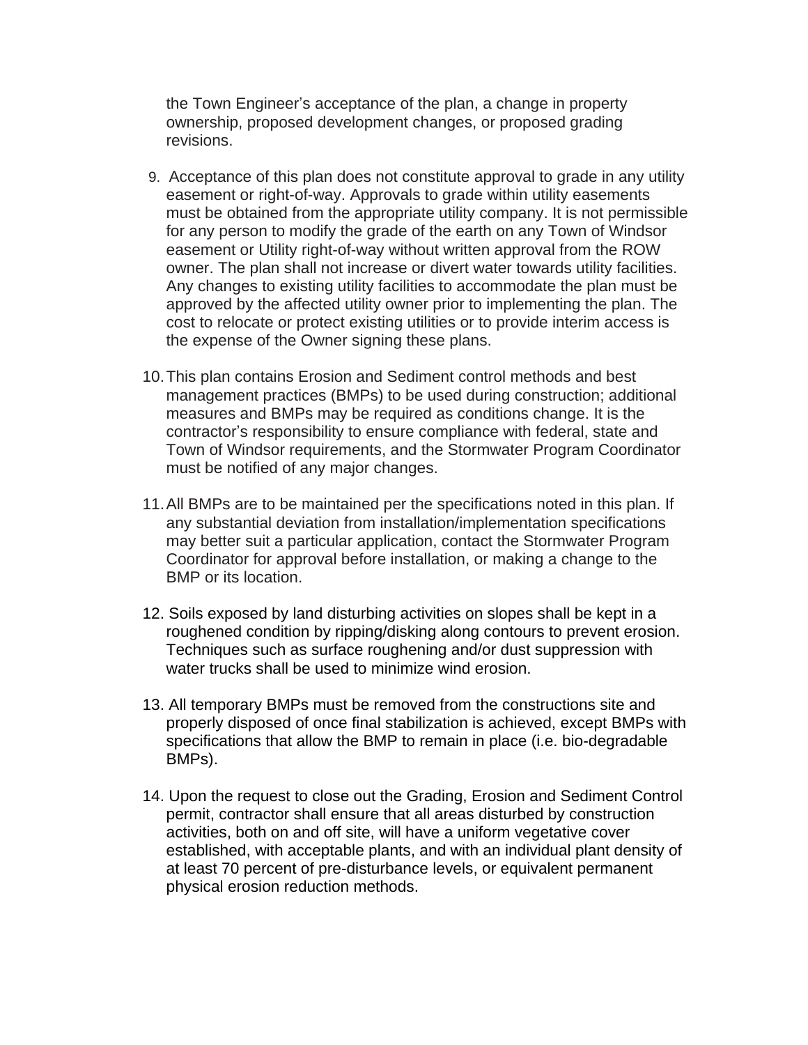the Town Engineer's acceptance of the plan, a change in property ownership, proposed development changes, or proposed grading revisions.

9. Acceptance of this plan does not constitute approval to grade in any utility easement or right-of-way. Approvals to grade within utility easements must be obtained from the appropriate utility company. It is not permissible for any person to modify the grade of the earth on any Town of Windsor easement or Utility right-of-way without written approval from the ROW owner. The plan shall not increase or divert water towards utility facilities. Any changes to existing utility facilities to accommodate the plan must be approved by the affected utility owner prior to implementing the plan. The cost to relocate or protect existing utilities or to provide interim access is the expense of the Owner signing these plans.

10. This plan contains Erosion and Sediment control methods and best management practices (BMPs) to be used during construction; additional measures and BMPs may be required as conditions change. It is the contractor's responsibility to ensure compliance with federal, state and Town of Windsor requirements, and the Stormwater Program Coordinator must be notified of any major changes.

11. All BMPs are to be maintained per the specifications noted in this plan. If any substantial deviation from installation/implementation specifications may better suit a particular application, contact the Stormwater Program Coordinator for approval before installation, or making a change to the BMP or its location.

12. Soils exposed by land disturbing activities on slopes shall be kept in a roughened condition by ripping/disking along contours to prevent erosion. Techniques such as surface roughening and/or dust suppression with water trucks shall be used to minimize wind erosion.

13. All temporary BMPs must be removed from the constructions site and properly disposed of once final stabilization is achieved, except BMPs with specifications that allow the BMP to remain in place (i.e. bio-degradable BMPs).

14. Upon the request to close out the Grading, Erosion and Sediment Control permit, contractor shall ensure that all areas disturbed by construction activities, both on and off site, will have a uniform vegetative cover established, with acceptable plants, and with an individual plant density of at least 70 percent of pre-disturbance levels, or equivalent permanent physical erosion reduction methods.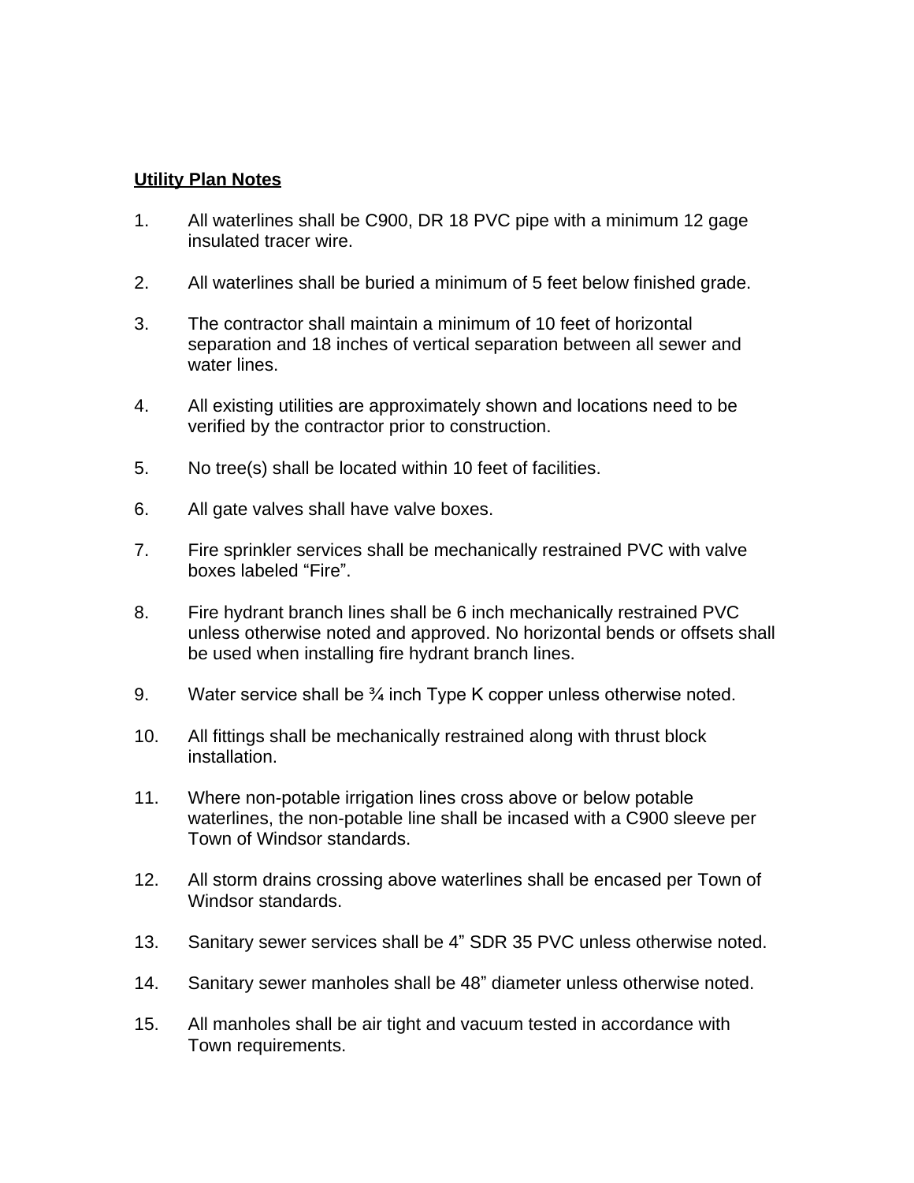**Utility Plan Notes**

1. All waterlines shall be C900, DR 18 PVC pipe with a minimum 12 gage insulated tracer wire.

2. All waterlines shall be buried a minimum of 5 feet below finished grade.

3. The contractor shall maintain a minimum of 10 feet of horizontal separation and 18 inches of vertical separation between all sewer and water lines.

4. All existing utilities are approximately shown and locations need to be verified by the contractor prior to construction.

5. No tree(s) shall be located within 10 feet of facilities.

6. All gate valves shall have valve boxes.

7. Fire sprinkler services shall be mechanically restrained PVC with valve boxes labeled “Fire”.

8. Fire hydrant branch lines shall be 6 inch mechanically restrained PVC unless otherwise noted and approved. No horizontal bends or offsets shall be used when installing fire hydrant branch lines.

9. Water service shall be ¾ inch Type K copper unless otherwise noted.

10. All fittings shall be mechanically restrained along with thrust block installation.

11. Where non-potable irrigation lines cross above or below potable waterlines, the non-potable line shall be incased with a C900 sleeve per Town of Windsor standards.

12. All storm drains crossing above waterlines shall be encased per Town of Windsor standards.

13. Sanitary sewer services shall be 4” SDR 35 PVC unless otherwise noted.

14. Sanitary sewer manholes shall be 48” diameter unless otherwise noted.

15. All manholes shall be air tight and vacuum tested in accordance with Town requirements.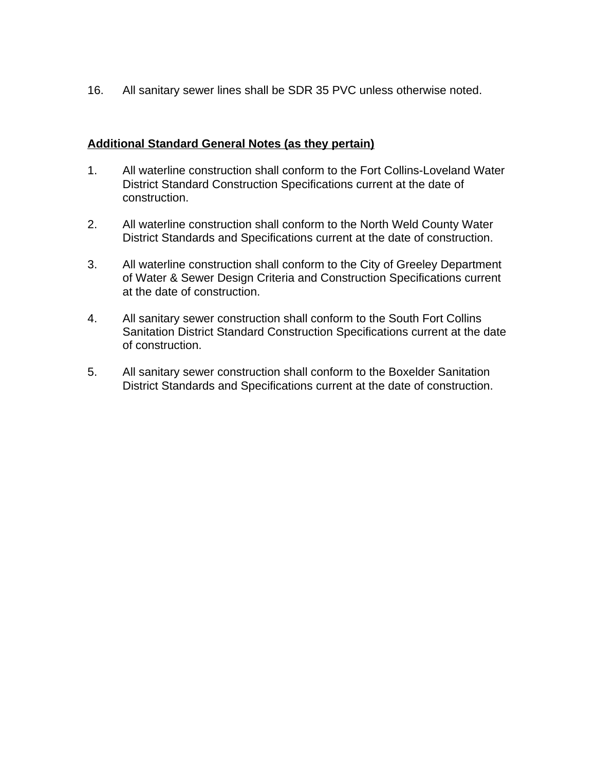16. All sanitary sewer lines shall be SDR 35 PVC unless otherwise noted.

**<u>Additional Standard General Notes (as they pertain)</u>**

1. All waterline construction shall conform to the Fort Collins-Loveland Water District Standard Construction Specifications current at the date of construction.

2. All waterline construction shall conform to the North Weld County Water District Standards and Specifications current at the date of construction.

3. All waterline construction shall conform to the City of Greeley Department of Water & Sewer Design Criteria and Construction Specifications current at the date of construction.

4. All sanitary sewer construction shall conform to the South Fort Collins Sanitation District Standard Construction Specifications current at the date of construction.

5. All sanitary sewer construction shall conform to the Boxelder Sanitation District Standards and Specifications current at the date of construction.